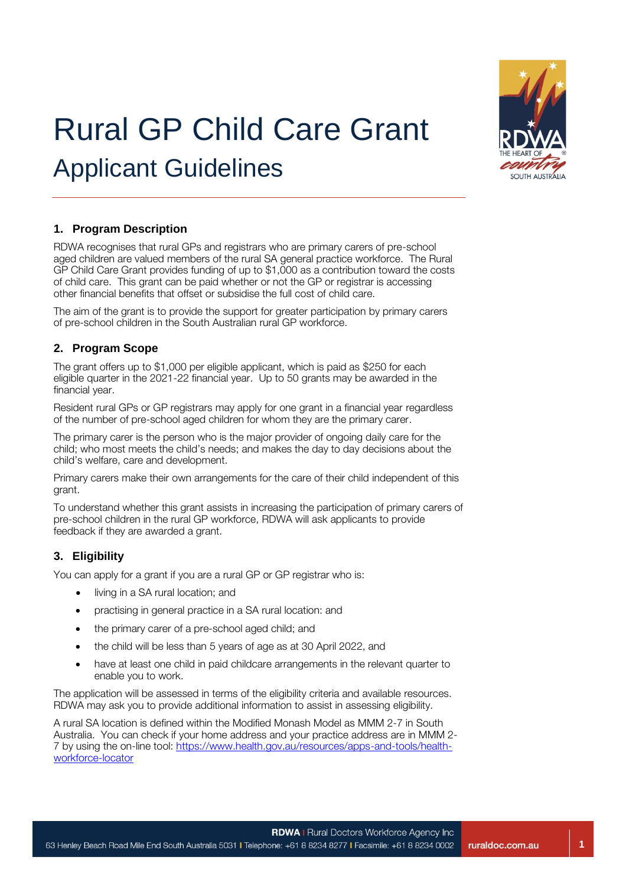# Rural GP Child Care Grant

## Applicant Guidelines

### 1. Program Description

RDWA recognises that rural GPs and registrars who are primary carers of pre-school aged children are valued members of the rural SA general practice workforce. The Rural GP Child Care Grant provides funding of up to $1,000 as a contribution toward the costs of child care. This grant can be paid whether or not the GP or registrar is accessing other financial benefits that offset or subsidise the full cost of child care.

The aim of the grant is to provide the support for greater participation by primary carers of pre-school children in the South Australian rural GP workforce.

### 2. Program Scope

The grant offers up to $1,000 per eligible applicant, which is paid as $250 for each eligible quarter in the 2021-22 financial year. Up to 50 grants may be awarded in the financial year.

Resident rural GPs or GP registrars may apply for one grant in a financial year regardless of the number of pre-school aged children for whom they are the primary carer.

The primary carer is the person who is the major provider of ongoing daily care for the child; who most meets the child's needs; and makes the day to day decisions about the child's welfare, care and development.

Primary carers make their own arrangements for the care of their child independent of this grant.

To understand whether this grant assists in increasing the participation of primary carers of pre-school children in the rural GP workforce, RDWA will ask applicants to provide feedback if they are awarded a grant.

### 3. Eligibility

You can apply for a grant if you are a rural GP or GP registrar who is:

- living in a SA rural location; and
- practising in general practice in a SA rural location: and
- the primary carer of a pre-school aged child; and
- the child will be less than 5 years of age as at 30 April 2022, and
- have at least one child in paid childcare arrangements in the relevant quarter to enable you to work.

The application will be assessed in terms of the eligibility criteria and available resources. RDWA may ask you to provide additional information to assist in assessing eligibility.

A rural SA location is defined within the Modified Monash Model as MMM 2-7 in South Australia. You can check if your home address and your practice address are in MMM 2-7 by using the on-line tool: [https://www.health.gov.au/resources/apps-and-tools/health-workforce-locator](https://www.health.gov.au/resources/apps-and-tools/health-workforce-locator)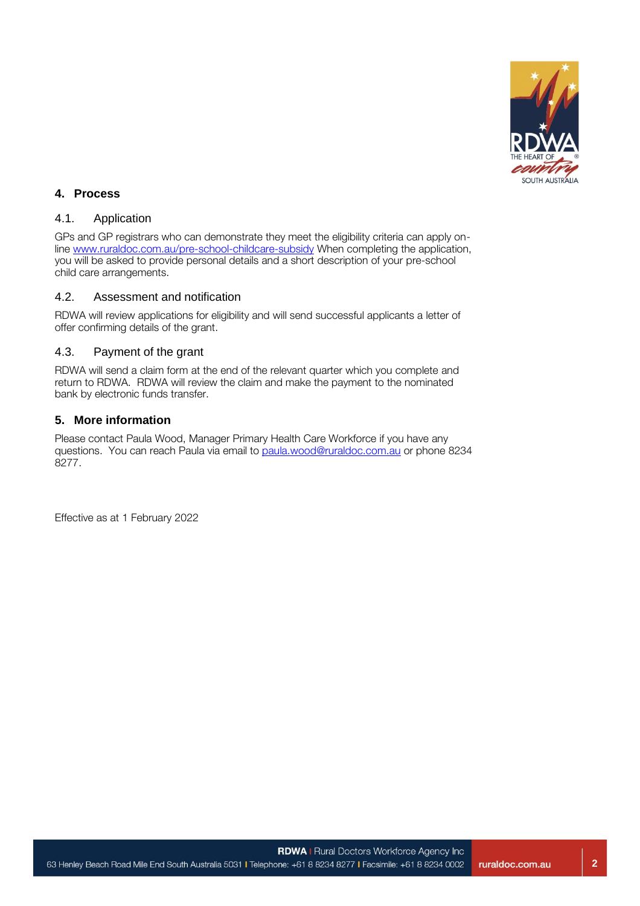## 4. Process

### 4.1. Application

GPs and GP registrars who can demonstrate they meet the eligibility criteria can apply on-line www.ruraldoc.com.au/pre-school-childcare-subsidy When completing the application, you will be asked to provide personal details and a short description of your pre-school child care arrangements.

### 4.2. Assessment and notification

RDWA will review applications for eligibility and will send successful applicants a letter of offer confirming details of the grant.

### 4.3. Payment of the grant

RDWA will send a claim form at the end of the relevant quarter which you complete and return to RDWA. RDWA will review the claim and make the payment to the nominated bank by electronic funds transfer.

## 5. More information

Please contact Paula Wood, Manager Primary Health Care Workforce if you have any questions. You can reach Paula via email to paula.wood@ruraldoc.com.au or phone 8234 8277.

Effective as at 1 February 2022